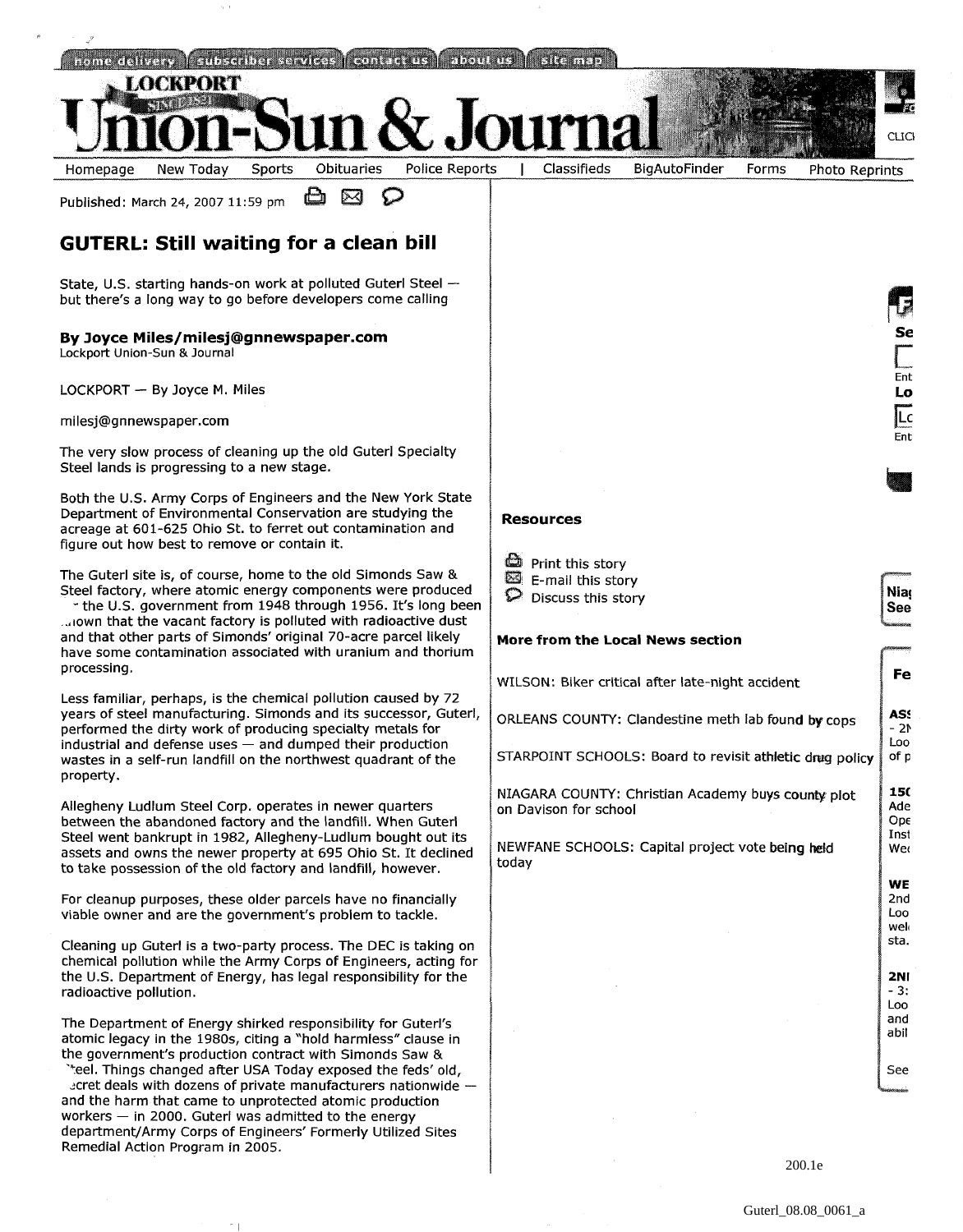home delivery | subscriber services | contact us | about us | site map

# LOCKPORT Union-Sun & Journal

Homepage | New Today | Sports | Obituaries | Police Reports | Classifieds | BigAutoFinder | Forms | Photo Reprints

Published: March 24, 2007 11:59 pm

## GUTERL: Still waiting for a clean bill

State, U.S. starting hands-on work at polluted Guterl Steel — but there's a long way to go before developers come calling

**By Joyce Miles/milesj@gnnewspaper.com**
Lockport Union-Sun & Journal

LOCKPORT — By Joyce M. Miles

milesj@gnnewspaper.com

The very slow process of cleaning up the old Guterl Specialty Steel lands is progressing to a new stage.

Both the U.S. Army Corps of Engineers and the New York State Department of Environmental Conservation are studying the acreage at 601-625 Ohio St. to ferret out contamination and figure out how best to remove or contain it.

The Guterl site is, of course, home to the old Simonds Saw & Steel factory, where atomic energy components were produced - the U.S. government from 1948 through 1956. It's long been known that the vacant factory is polluted with radioactive dust and that other parts of Simonds' original 70-acre parcel likely have some contamination associated with uranium and thorium processing.

Less familiar, perhaps, is the chemical pollution caused by 72 years of steel manufacturing. Simonds and its successor, Guterl, performed the dirty work of producing specialty metals for industrial and defense uses — and dumped their production wastes in a self-run landfill on the northwest quadrant of the property.

Allegheny Ludlum Steel Corp. operates in newer quarters between the abandoned factory and the landfill. When Guterl Steel went bankrupt in 1982, Allegheny-Ludlum bought out its assets and owns the newer property at 695 Ohio St. It declined to take possession of the old factory and landfill, however.

For cleanup purposes, these older parcels have no financially viable owner and are the government's problem to tackle.

Cleaning up Guterl is a two-party process. The DEC is taking on chemical pollution while the Army Corps of Engineers, acting for the U.S. Department of Energy, has legal responsibility for the radioactive pollution.

The Department of Energy shirked responsibility for Guterl's atomic legacy in the 1980s, citing a "hold harmless" clause in the government's production contract with Simonds Saw & Steel. Things changed after USA Today exposed the feds' old, secret deals with dozens of private manufacturers nationwide — and the harm that came to unprotected atomic production workers — in 2000. Guterl was admitted to the energy department/Army Corps of Engineers' Formerly Utilized Sites Remedial Action Program in 2005.

**Resources**

- Print this story
- E-mail this story
- Discuss this story

**More from the Local News section**

WILSON: Biker critical after late-night accident

ORLEANS COUNTY: Clandestine meth lab found by cops

STARPOINT SCHOOLS: Board to revisit athletic drug policy

NIAGARA COUNTY: Christian Academy buys county plot on Davison for school

NEWFANE SCHOOLS: Capital project vote being held today

200.1e

Guterl_08.08_0061_a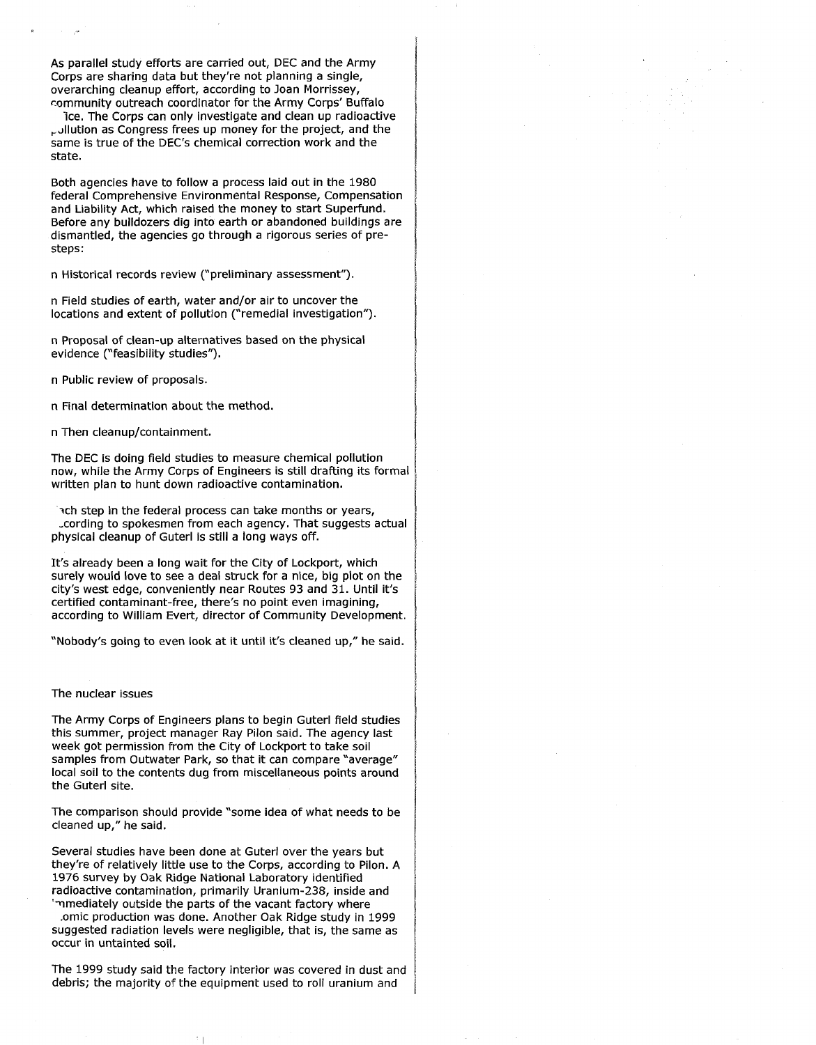As parallel study efforts are carried out, DEC and the Army Corps are sharing data but they're not planning a single, overarching cleanup effort, according to Joan Morrissey, community outreach coordinator for the Army Corps' Buffalo office. The Corps can only investigate and clean up radioactive pollution as Congress frees up money for the project, and the same is true of the DEC's chemical correction work and the state.

Both agencies have to follow a process laid out in the 1980 federal Comprehensive Environmental Response, Compensation and Liability Act, which raised the money to start Superfund. Before any bulldozers dig into earth or abandoned buildings are dismantled, the agencies go through a rigorous series of pre-steps:

n Historical records review ("preliminary assessment").

n Field studies of earth, water and/or air to uncover the locations and extent of pollution ("remedial investigation").

n Proposal of clean-up alternatives based on the physical evidence ("feasibility studies").

n Public review of proposals.

n Final determination about the method.

n Then cleanup/containment.

The DEC is doing field studies to measure chemical pollution now, while the Army Corps of Engineers is still drafting its formal written plan to hunt down radioactive contamination.

Each step in the federal process can take months or years, according to spokesmen from each agency. That suggests actual physical cleanup of Guterl is still a long ways off.

It's already been a long wait for the City of Lockport, which surely would love to see a deal struck for a nice, big plot on the city's west edge, conveniently near Routes 93 and 31. Until it's certified contaminant-free, there's no point even imagining, according to William Evert, director of Community Development.

"Nobody's going to even look at it until it's cleaned up," he said.

## The nuclear issues

The Army Corps of Engineers plans to begin Guterl field studies this summer, project manager Ray Pilon said. The agency last week got permission from the City of Lockport to take soil samples from Outwater Park, so that it can compare "average" local soil to the contents dug from miscellaneous points around the Guterl site.

The comparison should provide "some idea of what needs to be cleaned up," he said.

Several studies have been done at Guterl over the years but they're of relatively little use to the Corps, according to Pilon. A 1976 survey by Oak Ridge National Laboratory identified radioactive contamination, primarily Uranium-238, inside and immediately outside the parts of the vacant factory where atomic production was done. Another Oak Ridge study in 1999 suggested radiation levels were negligible, that is, the same as occur in untainted soil.

The 1999 study said the factory interior was covered in dust and debris; the majority of the equipment used to roll uranium and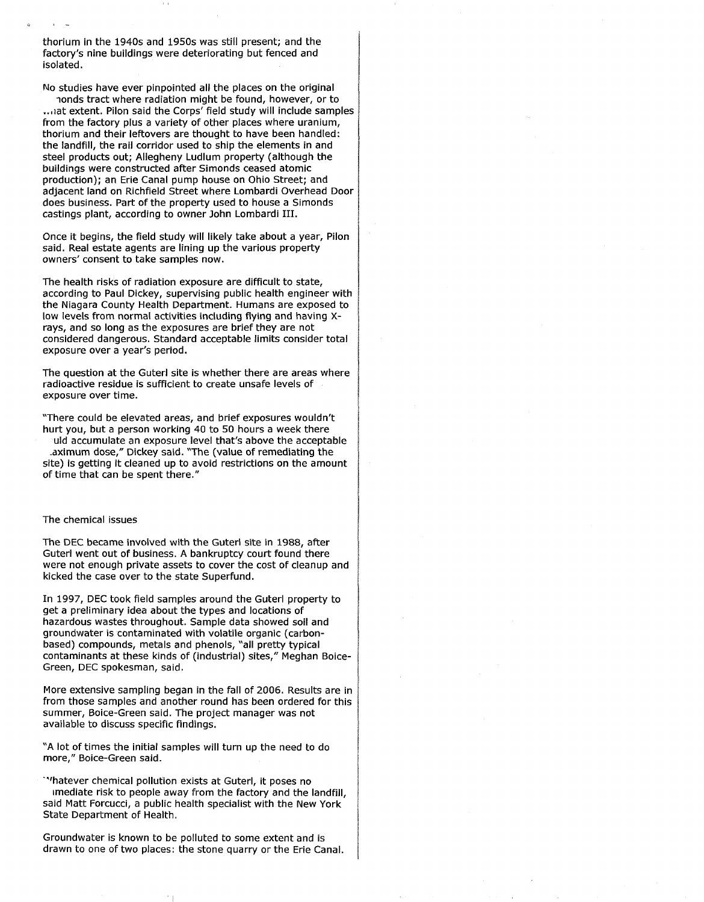thorium in the 1940s and 1950s was still present; and the factory's nine buildings were deteriorating but fenced and isolated.

No studies have ever pinpointed all the places on the original ​monds tract where radiation might be found, however, or to ..hat extent. Pilon said the Corps' field study will include samples from the factory plus a variety of other places where uranium, thorium and their leftovers are thought to have been handled: the landfill, the rail corridor used to ship the elements in and steel products out; Allegheny Ludlum property (although the buildings were constructed after Simonds ceased atomic production); an Erie Canal pump house on Ohio Street; and adjacent land on Richfield Street where Lombardi Overhead Door does business. Part of the property used to house a Simonds castings plant, according to owner John Lombardi III.

Once it begins, the field study will likely take about a year, Pilon said. Real estate agents are lining up the various property owners' consent to take samples now.

The health risks of radiation exposure are difficult to state, according to Paul Dickey, supervising public health engineer with the Niagara County Health Department. Humans are exposed to low levels from normal activities including flying and having X-rays, and so long as the exposures are brief they are not considered dangerous. Standard acceptable limits consider total exposure over a year's period.

The question at the Guterl site is whether there are areas where radioactive residue is sufficient to create unsafe levels of exposure over time.

"There could be elevated areas, and brief exposures wouldn't hurt you, but a person working 40 to 50 hours a week there ​uld accumulate an exposure level that's above the acceptable .aximum dose," Dickey said. "The (value of remediating the site) is getting it cleaned up to avoid restrictions on the amount of time that can be spent there."

The chemical issues

The DEC became involved with the Guterl site in 1988, after Guterl went out of business. A bankruptcy court found there were not enough private assets to cover the cost of cleanup and kicked the case over to the state Superfund.

In 1997, DEC took field samples around the Guterl property to get a preliminary idea about the types and locations of hazardous wastes throughout. Sample data showed soil and groundwater is contaminated with volatile organic (carbon-based) compounds, metals and phenols, "all pretty typical contaminants at these kinds of (industrial) sites," Meghan Boice-Green, DEC spokesman, said.

More extensive sampling began in the fall of 2006. Results are in from those samples and another round has been ordered for this summer, Boice-Green said. The project manager was not available to discuss specific findings.

"A lot of times the initial samples will turn up the need to do more," Boice-Green said.

"Whatever chemical pollution exists at Guterl, it poses no ​mediate risk to people away from the factory and the landfill, said Matt Forcucci, a public health specialist with the New York State Department of Health.

Groundwater is known to be polluted to some extent and is drawn to one of two places: the stone quarry or the Erie Canal.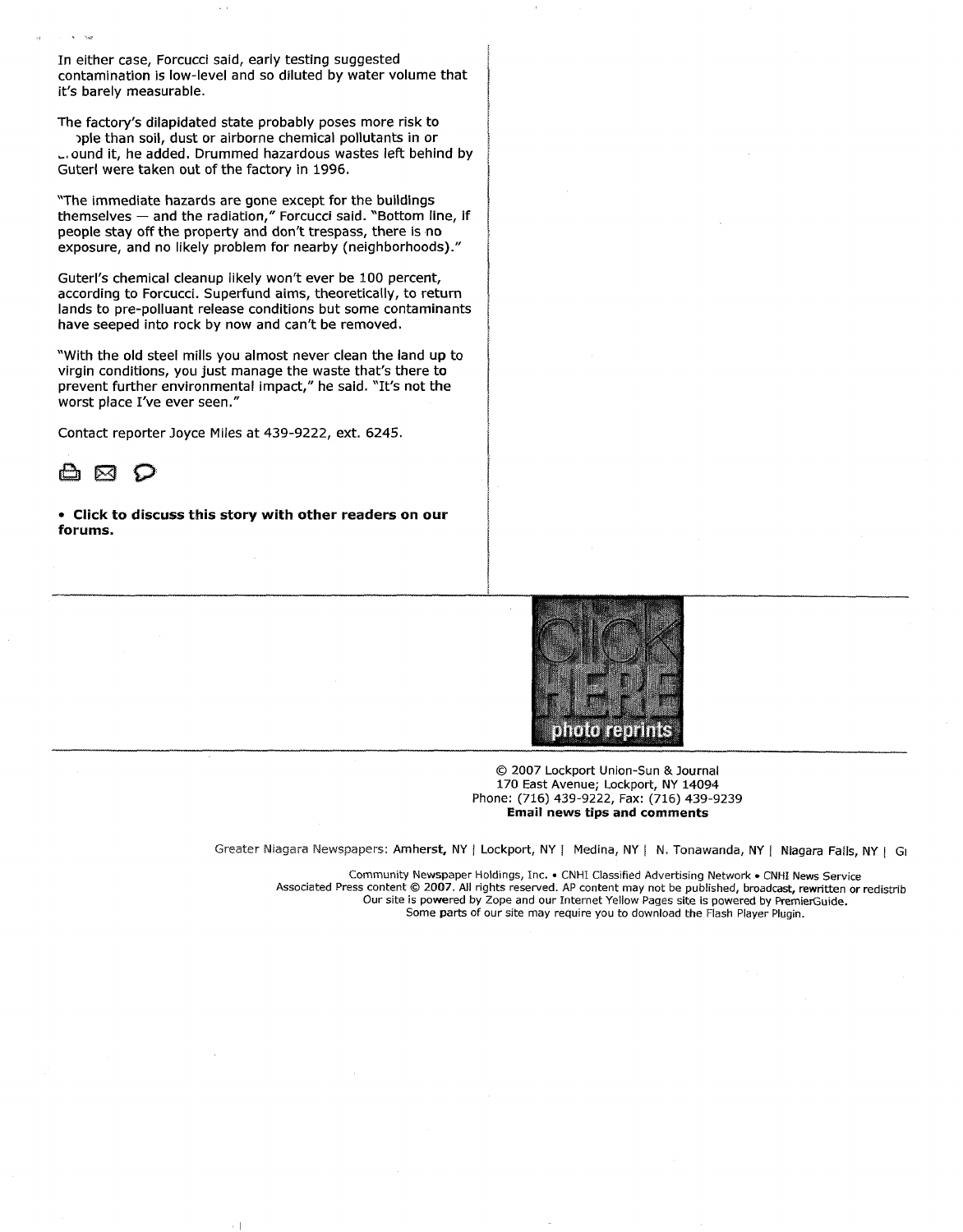In either case, Forcucci said, early testing suggested contamination is low-level and so diluted by water volume that it's barely measurable.

The factory's dilapidated state probably poses more risk to ›ple than soil, dust or airborne chemical pollutants in or ..ound it, he added. Drummed hazardous wastes left behind by Guterl were taken out of the factory in 1996.

"The immediate hazards are gone except for the buildings themselves — and the radiation," Forcucci said. "Bottom line, if people stay off the property and don't trespass, there is no exposure, and no likely problem for nearby (neighborhoods)."

Guterl's chemical cleanup likely won't ever be 100 percent, according to Forcucci. Superfund aims, theoretically, to return lands to pre-polluant release conditions but some contaminants have seeped into rock by now and can't be removed.

"With the old steel mills you almost never clean the land up to virgin conditions, you just manage the waste that's there to prevent further environmental impact," he said. "It's not the worst place I've ever seen."

Contact reporter Joyce Miles at 439-9222, ext. 6245.

- **Click to discuss this story with other readers on our forums.**

Click HERE photo reprints

© 2007 Lockport Union-Sun & Journal
170 East Avenue; Lockport, NY 14094
Phone: (716) 439-9222, Fax: (716) 439-9239
**Email news tips and comments**

Greater Niagara Newspapers: Amherst, NY | Lockport, NY | Medina, NY | N. Tonawanda, NY | Niagara Falls, NY | Gi

Community Newspaper Holdings, Inc. • CNHI Classified Advertising Network • CNHI News Service
Associated Press content © 2007. All rights reserved. AP content may not be published, broadcast, rewritten or redistrib
Our site is powered by Zope and our Internet Yellow Pages site is powered by PremierGuide.
Some parts of our site may require you to download the Flash Player Plugin.